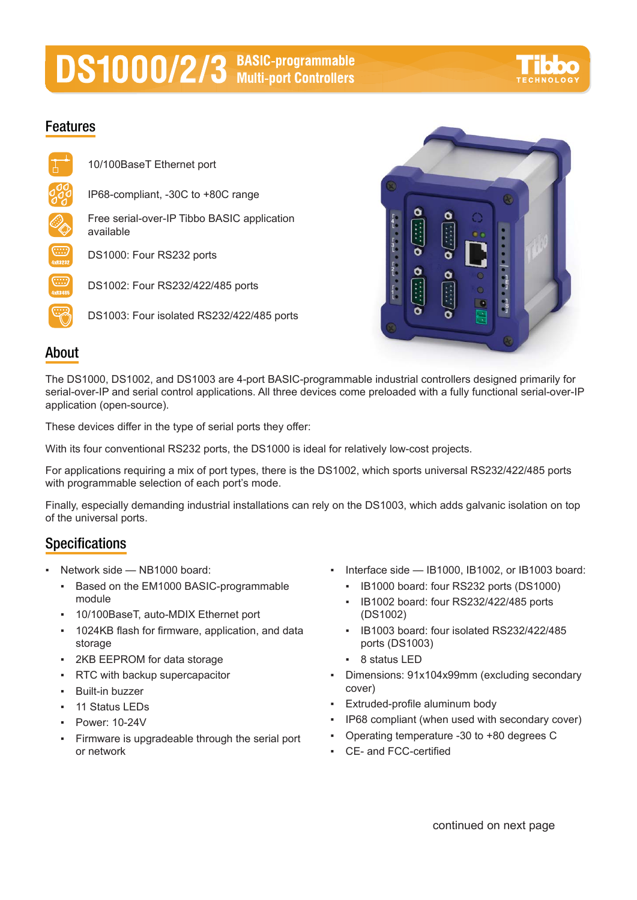# DS1000/2/3 BASIC-programmable Multi-port Controllers

## Features

- 10/100BaseT Ethernet port
- IP68-compliant, -30C to +80C range
- Free serial-over-IP Tibbo BASIC application available
- DS1000: Four RS232 ports
- DS1002: Four RS232/422/485 ports
- DS1003: Four isolated RS232/422/485 ports

## About

The DS1000, DS1002, and DS1003 are 4-port BASIC-programmable industrial controllers designed primarily for serial-over-IP and serial control applications. All three devices come preloaded with a fully functional serial-over-IP application (open-source).

These devices differ in the type of serial ports they offer:

With its four conventional RS232 ports, the DS1000 is ideal for relatively low-cost projects.

For applications requiring a mix of port types, there is the DS1002, which sports universal RS232/422/485 ports with programmable selection of each port's mode.

Finally, especially demanding industrial installations can rely on the DS1003, which adds galvanic isolation on top of the universal ports.

## Specifications

- Network side — NB1000 board:
  - Based on the EM1000 BASIC-programmable module
  - 10/100BaseT, auto-MDIX Ethernet port
  - 1024KB flash for firmware, application, and data storage
  - 2KB EEPROM for data storage
  - RTC with backup supercapacitor
  - Built-in buzzer
  - 11 Status LEDs
  - Power: 10-24V
  - Firmware is upgradeable through the serial port or network
- Interface side — IB1000, IB1002, or IB1003 board:
  - IB1000 board: four RS232 ports (DS1000)
  - IB1002 board: four RS232/422/485 ports (DS1002)
  - IB1003 board: four isolated RS232/422/485 ports (DS1003)
  - 8 status LED
- Dimensions: 91x104x99mm (excluding secondary cover)
- Extruded-profile aluminum body
- IP68 compliant (when used with secondary cover)
- Operating temperature -30 to +80 degrees C
- CE- and FCC-certified

continued on next page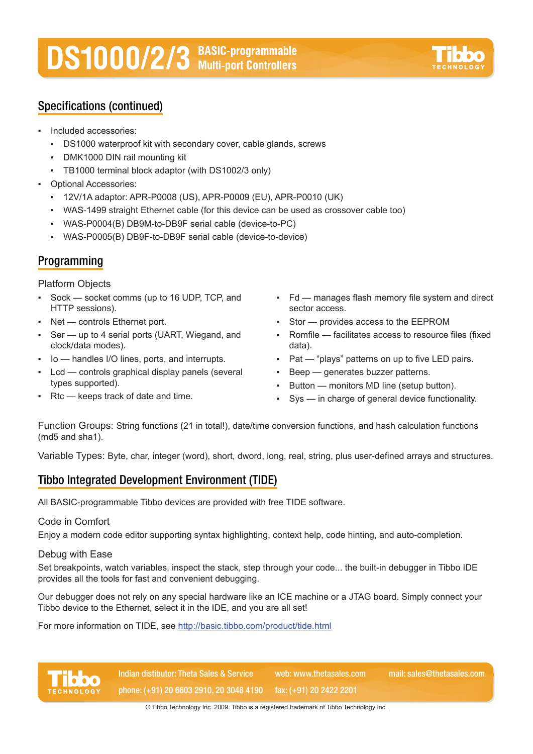## Specifications (continued)

- Included accessories:
  - DS1000 waterproof kit with secondary cover, cable glands, screws
  - DMK1000 DIN rail mounting kit
  - TB1000 terminal block adaptor (with DS1002/3 only)
- Optional Accessories:
  - 12V/1A adaptor: APR-P0008 (US), APR-P0009 (EU), APR-P0010 (UK)
  - WAS-1499 straight Ethernet cable (for this device can be used as crossover cable too)
  - WAS-P0004(B) DB9M-to-DB9F serial cable (device-to-PC)
  - WAS-P0005(B) DB9F-to-DB9F serial cable (device-to-device)

## Programming

### Platform Objects

- Sock — socket comms (up to 16 UDP, TCP, and HTTP sessions).
- Net — controls Ethernet port.
- Ser — up to 4 serial ports (UART, Wiegand, and clock/data modes).
- Io — handles I/O lines, ports, and interrupts.
- Lcd — controls graphical display panels (several types supported).
- Rtc — keeps track of date and time.
- Fd — manages flash memory file system and direct sector access.
- Stor — provides access to the EEPROM
- Romfile — facilitates access to resource files (fixed data).
- Pat — "plays" patterns on up to five LED pairs.
- Beep — generates buzzer patterns.
- Button — monitors MD line (setup button).
- Sys — in charge of general device functionality.

Function Groups: String functions (21 in total!), date/time conversion functions, and hash calculation functions (md5 and sha1).

Variable Types: Byte, char, integer (word), short, dword, long, real, string, plus user-defined arrays and structures.

## Tibbo Integrated Development Environment (TIDE)

All BASIC-programmable Tibbo devices are provided with free TIDE software.

### Code in Comfort

Enjoy a modern code editor supporting syntax highlighting, context help, code hinting, and auto-completion.

### Debug with Ease

Set breakpoints, watch variables, inspect the stack, step through your code... the built-in debugger in Tibbo IDE provides all the tools for fast and convenient debugging.

Our debugger does not rely on any special hardware like an ICE machine or a JTAG board. Simply connect your Tibbo device to the Ethernet, select it in the IDE, and you are all set!

For more information on TIDE, see http://basic.tibbo.com/product/tide.html

Indian distibutor: Theta Sales & Service | web: www.thetasales.com | mail: sales@thetasales.com
phone: (+91) 20 6603 2910, 20 3048 4190 | fax: (+91) 20 2422 2201

© Tibbo Technology Inc. 2009. Tibbo is a registered trademark of Tibbo Technology Inc.